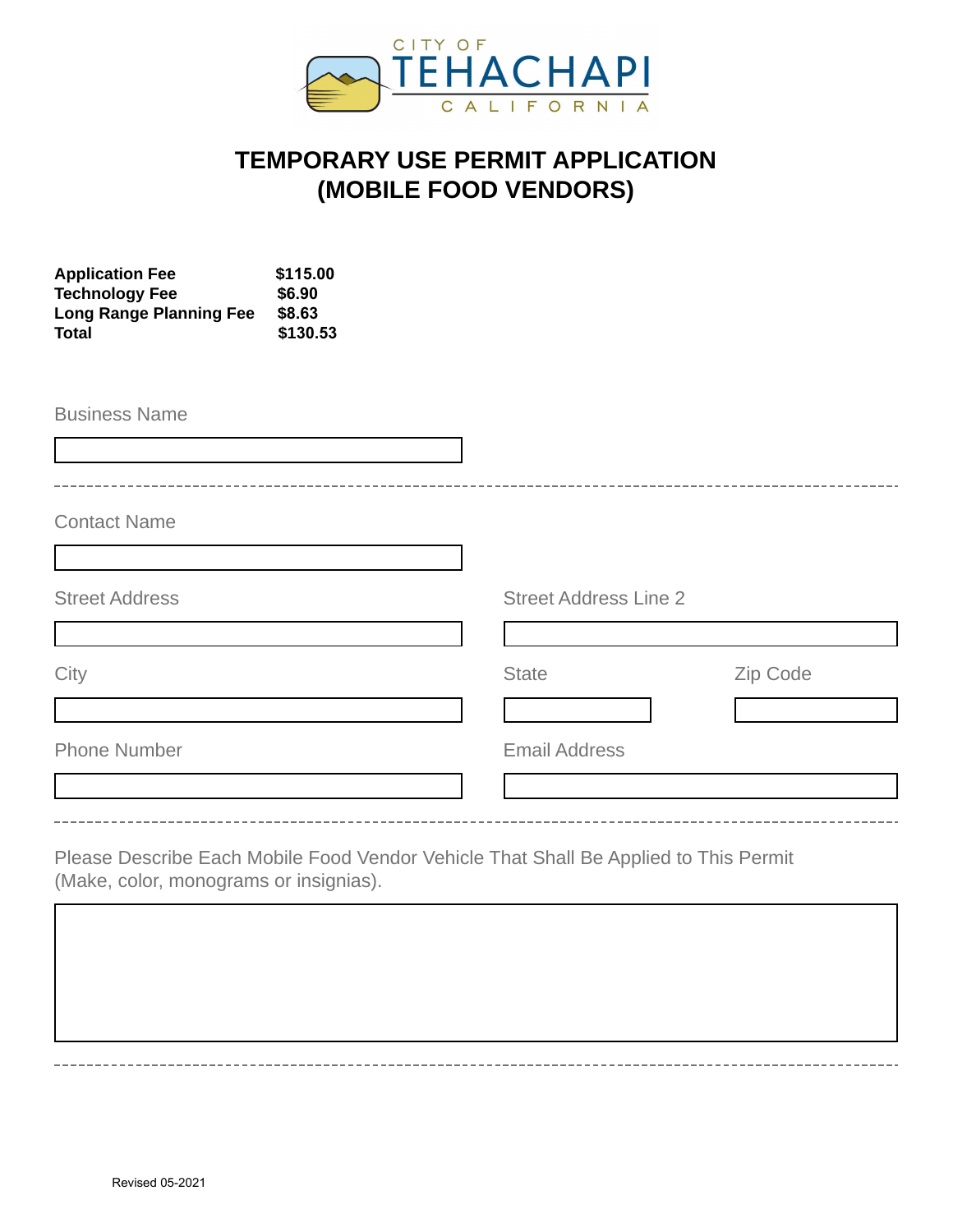CITY OF TEHACHAPI CALIFORNIA

# TEMPORARY USE PERMIT APPLICATION (MOBILE FOOD VENDORS)

| | |
|---|---|
| **Application Fee** | **$115.00** |
| **Technology Fee** | **$6.90** |
| **Long Range Planning Fee** | **$8.63** |
| **Total** | **$130.53** |

Business Name

---

Contact Name

Street Address

Street Address Line 2

City

State

Zip Code

Phone Number

Email Address

---

Please Describe Each Mobile Food Vendor Vehicle That Shall Be Applied to This Permit (Make, color, monograms or insignias).

---

Revised 05-2021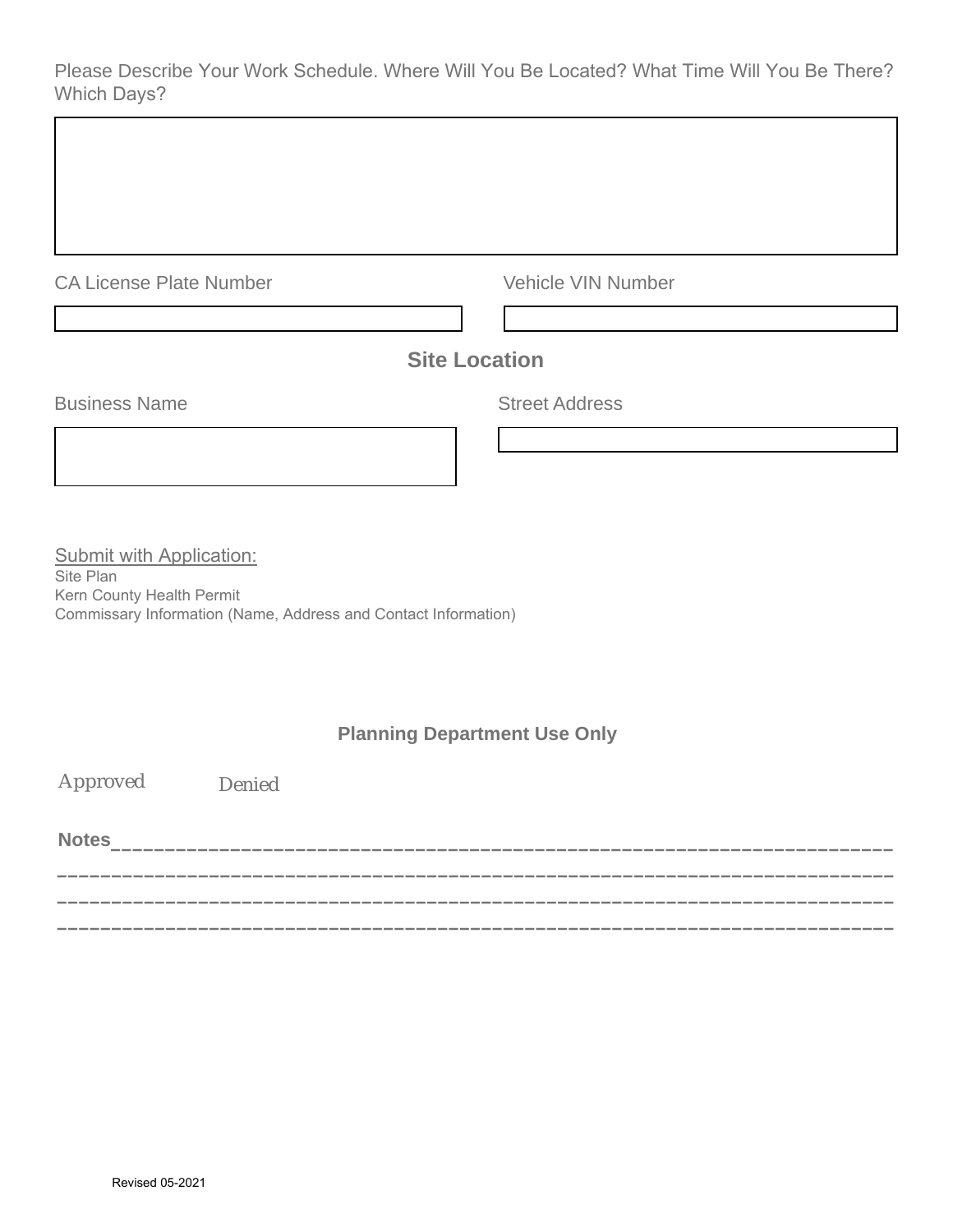Please Describe Your Work Schedule. Where Will You Be Located? What Time Will You Be There? Which Days?

CA License Plate Number

Vehicle VIN Number

## Site Location

Business Name

Street Address

Submit with Application:

Site Plan
Kern County Health Permit
Commissary Information (Name, Address and Contact Information)

### Planning Department Use Only

*Approved* *Denied*

**Notes**_____________________________________________________________________________
______________________________________________________________________________
______________________________________________________________________________
______________________________________________________________________________

Revised 05-2021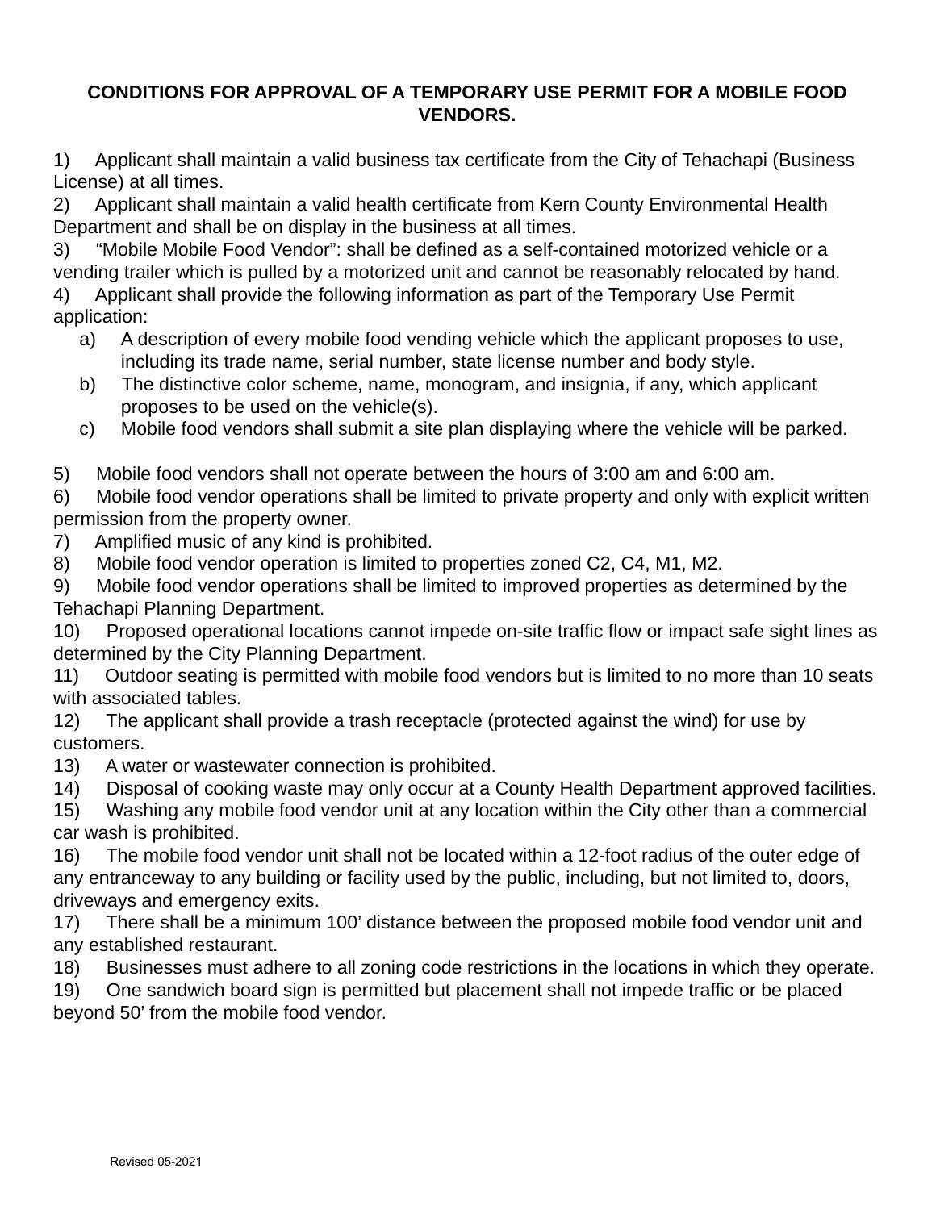**CONDITIONS FOR APPROVAL OF A TEMPORARY USE PERMIT FOR A MOBILE FOOD VENDORS.**

1) Applicant shall maintain a valid business tax certificate from the City of Tehachapi (Business License) at all times.
2) Applicant shall maintain a valid health certificate from Kern County Environmental Health Department and shall be on display in the business at all times.
3) "Mobile Mobile Food Vendor": shall be defined as a self-contained motorized vehicle or a vending trailer which is pulled by a motorized unit and cannot be reasonably relocated by hand.
4) Applicant shall provide the following information as part of the Temporary Use Permit application:
   a) A description of every mobile food vending vehicle which the applicant proposes to use, including its trade name, serial number, state license number and body style.
   b) The distinctive color scheme, name, monogram, and insignia, if any, which applicant proposes to be used on the vehicle(s).
   c) Mobile food vendors shall submit a site plan displaying where the vehicle will be parked.

5) Mobile food vendors shall not operate between the hours of 3:00 am and 6:00 am.
6) Mobile food vendor operations shall be limited to private property and only with explicit written permission from the property owner.
7) Amplified music of any kind is prohibited.
8) Mobile food vendor operation is limited to properties zoned C2, C4, M1, M2.
9) Mobile food vendor operations shall be limited to improved properties as determined by the Tehachapi Planning Department.
10) Proposed operational locations cannot impede on-site traffic flow or impact safe sight lines as determined by the City Planning Department.
11) Outdoor seating is permitted with mobile food vendors but is limited to no more than 10 seats with associated tables.
12) The applicant shall provide a trash receptacle (protected against the wind) for use by customers.
13) A water or wastewater connection is prohibited.
14) Disposal of cooking waste may only occur at a County Health Department approved facilities.
15) Washing any mobile food vendor unit at any location within the City other than a commercial car wash is prohibited.
16) The mobile food vendor unit shall not be located within a 12-foot radius of the outer edge of any entranceway to any building or facility used by the public, including, but not limited to, doors, driveways and emergency exits.
17) There shall be a minimum 100' distance between the proposed mobile food vendor unit and any established restaurant.
18) Businesses must adhere to all zoning code restrictions in the locations in which they operate.
19) One sandwich board sign is permitted but placement shall not impede traffic or be placed beyond 50' from the mobile food vendor.

Revised 05-2021